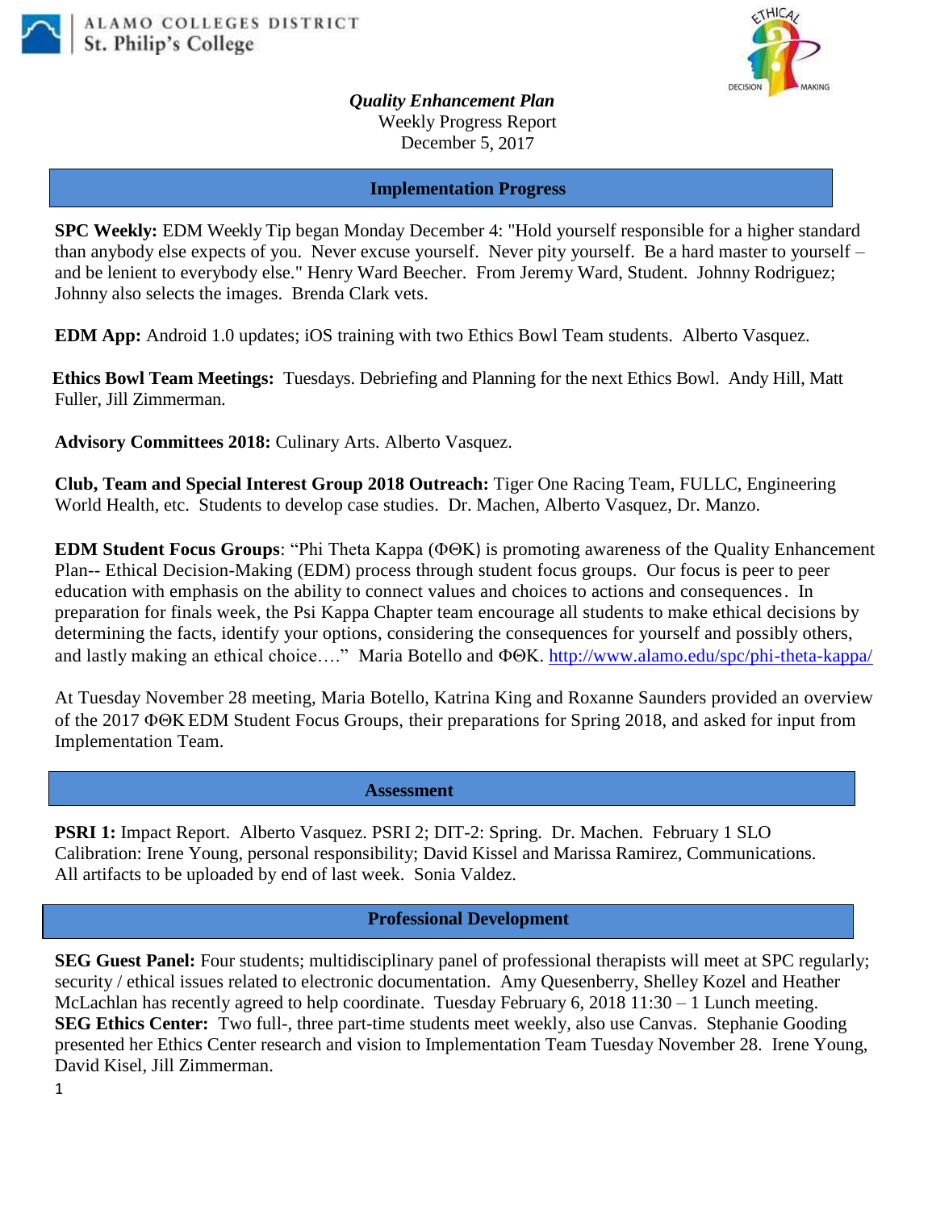ALAMO COLLEGES DISTRICT
St. Philip's College

***Quality Enhancement Plan***
Weekly Progress Report
December 5, 2017

## Implementation Progress

**SPC Weekly:** EDM Weekly Tip began Monday December 4: "Hold yourself responsible for a higher standard than anybody else expects of you. Never excuse yourself. Never pity yourself. Be a hard master to yourself – and be lenient to everybody else." Henry Ward Beecher. From Jeremy Ward, Student. Johnny Rodriguez; Johnny also selects the images. Brenda Clark vets.

**EDM App:** Android 1.0 updates; iOS training with two Ethics Bowl Team students. Alberto Vasquez.

**Ethics Bowl Team Meetings:** Tuesdays. Debriefing and Planning for the next Ethics Bowl. Andy Hill, Matt Fuller, Jill Zimmerman.

**Advisory Committees 2018:** Culinary Arts. Alberto Vasquez.

**Club, Team and Special Interest Group 2018 Outreach:** Tiger One Racing Team, FULLC, Engineering World Health, etc. Students to develop case studies. Dr. Machen, Alberto Vasquez, Dr. Manzo.

**EDM Student Focus Groups**: "Phi Theta Kappa (ΦΘK) is promoting awareness of the Quality Enhancement Plan-- Ethical Decision-Making (EDM) process through student focus groups. Our focus is peer to peer education with emphasis on the ability to connect values and choices to actions and consequences. In preparation for finals week, the Psi Kappa Chapter team encourage all students to make ethical decisions by determining the facts, identify your options, considering the consequences for yourself and possibly others, and lastly making an ethical choice…." Maria Botello and ΦΘK. http://www.alamo.edu/spc/phi-theta-kappa/

At Tuesday November 28 meeting, Maria Botello, Katrina King and Roxanne Saunders provided an overview of the 2017 ΦΘK EDM Student Focus Groups, their preparations for Spring 2018, and asked for input from Implementation Team.

## Assessment

**PSRI 1:** Impact Report. Alberto Vasquez. PSRI 2; DIT-2: Spring. Dr. Machen. February 1 SLO Calibration: Irene Young, personal responsibility; David Kissel and Marissa Ramirez, Communications. All artifacts to be uploaded by end of last week. Sonia Valdez.

## Professional Development

**SEG Guest Panel:** Four students; multidisciplinary panel of professional therapists will meet at SPC regularly; security / ethical issues related to electronic documentation. Amy Quesenberry, Shelley Kozel and Heather McLachlan has recently agreed to help coordinate. Tuesday February 6, 2018 11:30 – 1 Lunch meeting.
**SEG Ethics Center:** Two full-, three part-time students meet weekly, also use Canvas. Stephanie Gooding presented her Ethics Center research and vision to Implementation Team Tuesday November 28. Irene Young, David Kisel, Jill Zimmerman.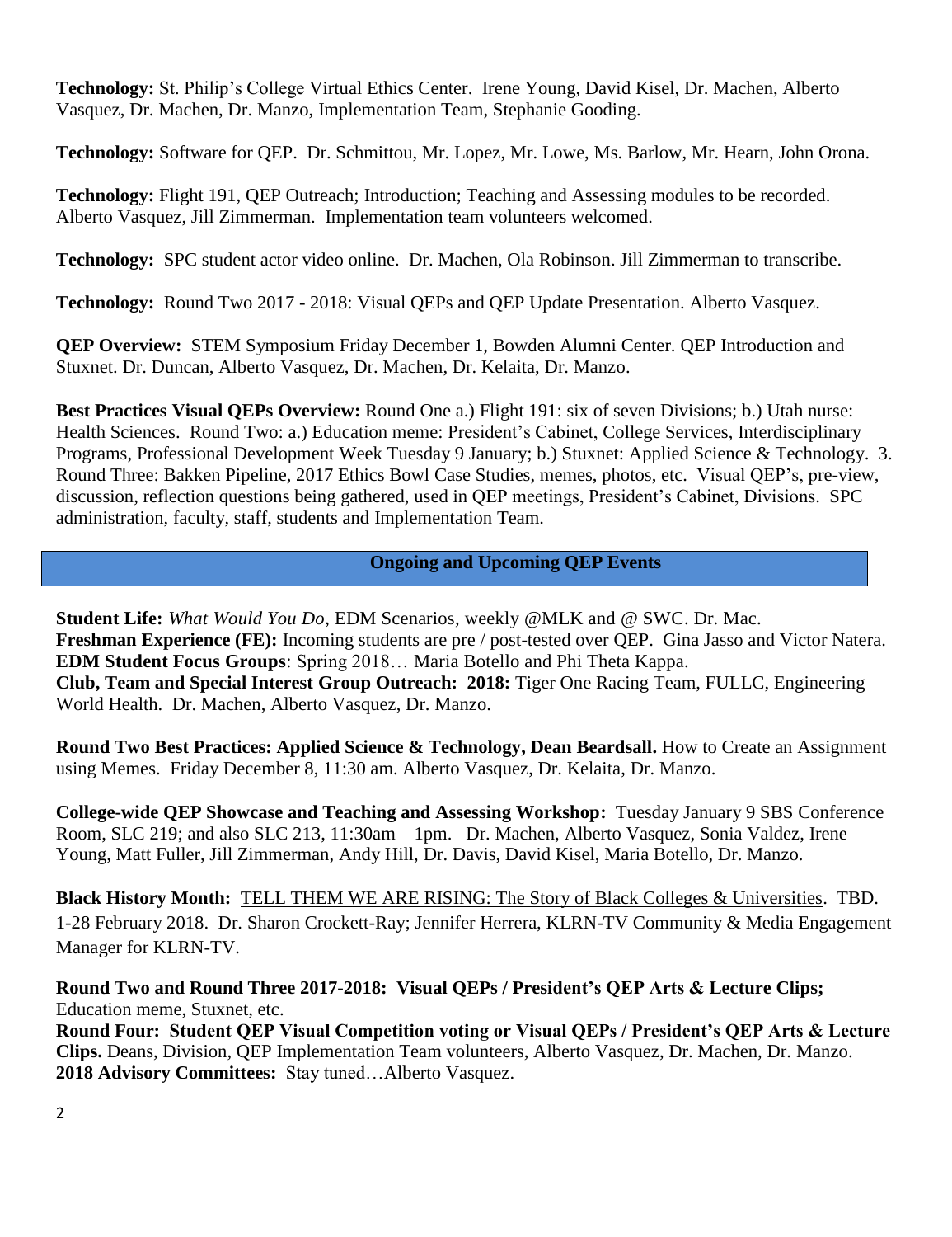**Technology:** St. Philip's College Virtual Ethics Center. Irene Young, David Kisel, Dr. Machen, Alberto Vasquez, Dr. Machen, Dr. Manzo, Implementation Team, Stephanie Gooding.

**Technology:** Software for QEP. Dr. Schmittou, Mr. Lopez, Mr. Lowe, Ms. Barlow, Mr. Hearn, John Orona.

**Technology:** Flight 191, QEP Outreach; Introduction; Teaching and Assessing modules to be recorded. Alberto Vasquez, Jill Zimmerman. Implementation team volunteers welcomed.

**Technology:** SPC student actor video online. Dr. Machen, Ola Robinson. Jill Zimmerman to transcribe.

**Technology:** Round Two 2017 - 2018: Visual QEPs and QEP Update Presentation. Alberto Vasquez.

**QEP Overview:** STEM Symposium Friday December 1, Bowden Alumni Center. QEP Introduction and Stuxnet. Dr. Duncan, Alberto Vasquez, Dr. Machen, Dr. Kelaita, Dr. Manzo.

**Best Practices Visual QEPs Overview:** Round One a.) Flight 191: six of seven Divisions; b.) Utah nurse: Health Sciences. Round Two: a.) Education meme: President's Cabinet, College Services, Interdisciplinary Programs, Professional Development Week Tuesday 9 January; b.) Stuxnet: Applied Science & Technology. 3. Round Three: Bakken Pipeline, 2017 Ethics Bowl Case Studies, memes, photos, etc. Visual QEP's, pre-view, discussion, reflection questions being gathered, used in QEP meetings, President's Cabinet, Divisions. SPC administration, faculty, staff, students and Implementation Team.

## Ongoing and Upcoming QEP Events

**Student Life:** *What Would You Do*, EDM Scenarios, weekly @MLK and @ SWC. Dr. Mac.
**Freshman Experience (FE):** Incoming students are pre / post-tested over QEP. Gina Jasso and Victor Natera.
**EDM Student Focus Groups**: Spring 2018… Maria Botello and Phi Theta Kappa.
**Club, Team and Special Interest Group Outreach: 2018:** Tiger One Racing Team, FULLC, Engineering World Health. Dr. Machen, Alberto Vasquez, Dr. Manzo.

**Round Two Best Practices: Applied Science & Technology, Dean Beardsall.** How to Create an Assignment using Memes. Friday December 8, 11:30 am. Alberto Vasquez, Dr. Kelaita, Dr. Manzo.

**College-wide QEP Showcase and Teaching and Assessing Workshop:** Tuesday January 9 SBS Conference Room, SLC 219; and also SLC 213, 11:30am – 1pm. Dr. Machen, Alberto Vasquez, Sonia Valdez, Irene Young, Matt Fuller, Jill Zimmerman, Andy Hill, Dr. Davis, David Kisel, Maria Botello, Dr. Manzo.

**Black History Month:** TELL THEM WE ARE RISING: The Story of Black Colleges & Universities. TBD. 1-28 February 2018. Dr. Sharon Crockett-Ray; Jennifer Herrera, KLRN-TV Community & Media Engagement Manager for KLRN-TV.

**Round Two and Round Three 2017-2018: Visual QEPs / President's QEP Arts & Lecture Clips;** Education meme, Stuxnet, etc.
**Round Four: Student QEP Visual Competition voting or Visual QEPs / President's QEP Arts & Lecture Clips.** Deans, Division, QEP Implementation Team volunteers, Alberto Vasquez, Dr. Machen, Dr. Manzo.
**2018 Advisory Committees:** Stay tuned…Alberto Vasquez.